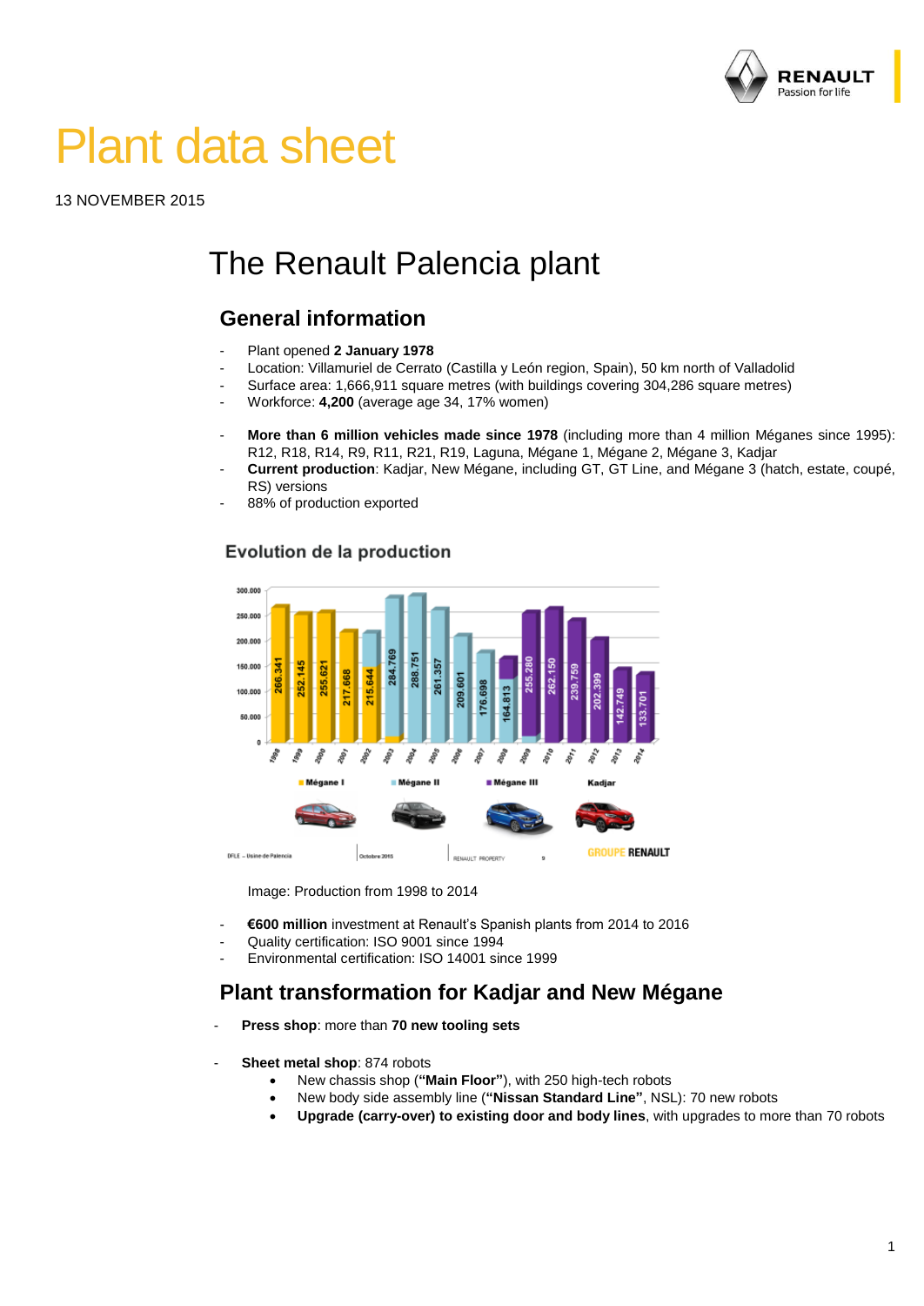# Plant data sheet

13 NOVEMBER 2015

# The Renault Palencia plant

## General information

- Plant opened **2 January 1978**
- Location: Villamuriel de Cerrato (Castilla y León region, Spain), 50 km north of Valladolid
- Surface area: 1,666,911 square metres (with buildings covering 304,286 square metres)
- Workforce: **4,200** (average age 34, 17% women)

- **More than 6 million vehicles made since 1978** (including more than 4 million Méganes since 1995): R12, R18, R14, R9, R11, R21, R19, Laguna, Mégane 1, Mégane 2, Mégane 3, Kadjar
- **Current production**: Kadjar, New Mégane, including GT, GT Line, and Mégane 3 (hatch, estate, coupé, RS) versions
- 88% of production exported

Image: Production from 1998 to 2014

- **€600 million** investment at Renault's Spanish plants from 2014 to 2016
- Quality certification: ISO 9001 since 1994
- Environmental certification: ISO 14001 since 1999

## Plant transformation for Kadjar and New Mégane

- **Press shop**: more than **70 new tooling sets**

- **Sheet metal shop**: 874 robots
  - New chassis shop (**"Main Floor"**), with 250 high-tech robots
  - New body side assembly line (**"Nissan Standard Line"**, NSL): 70 new robots
  - **Upgrade (carry-over) to existing door and body lines**, with upgrades to more than 70 robots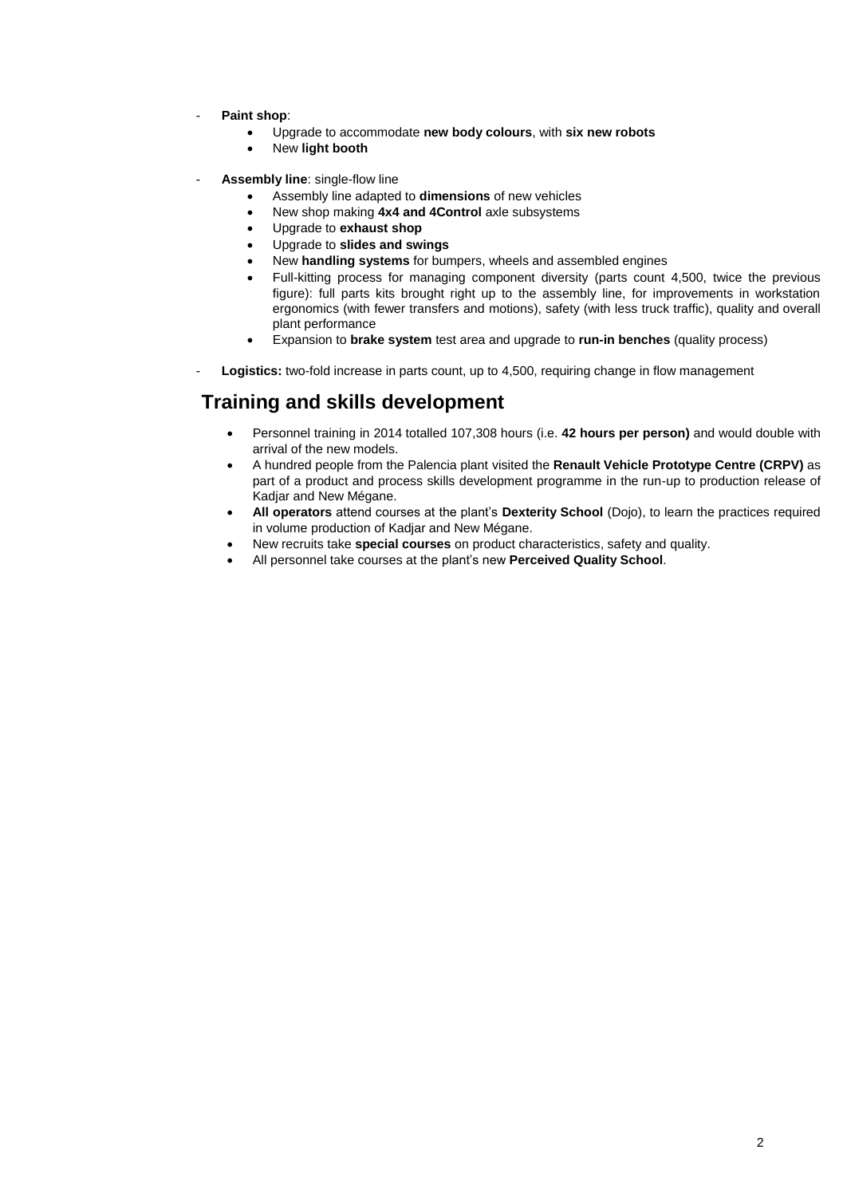- **Paint shop**:
    - Upgrade to accommodate **new body colours**, with **six new robots**
    - New **light booth**

- **Assembly line**: single-flow line
    - Assembly line adapted to **dimensions** of new vehicles
    - New shop making **4x4 and 4Control** axle subsystems
    - Upgrade to **exhaust shop**
    - Upgrade to **slides and swings**
    - New **handling systems** for bumpers, wheels and assembled engines
    - Full-kitting process for managing component diversity (parts count 4,500, twice the previous figure): full parts kits brought right up to the assembly line, for improvements in workstation ergonomics (with fewer transfers and motions), safety (with less truck traffic), quality and overall plant performance
    - Expansion to **brake system** test area and upgrade to **run-in benches** (quality process)

- **Logistics:** two-fold increase in parts count, up to 4,500, requiring change in flow management

## Training and skills development

- Personnel training in 2014 totalled 107,308 hours (i.e. **42 hours per person)** and would double with arrival of the new models.
- A hundred people from the Palencia plant visited the **Renault Vehicle Prototype Centre (CRPV)** as part of a product and process skills development programme in the run-up to production release of Kadjar and New Mégane.
- **All operators** attend courses at the plant's **Dexterity School** (Dojo), to learn the practices required in volume production of Kadjar and New Mégane.
- New recruits take **special courses** on product characteristics, safety and quality.
- All personnel take courses at the plant's new **Perceived Quality School**.